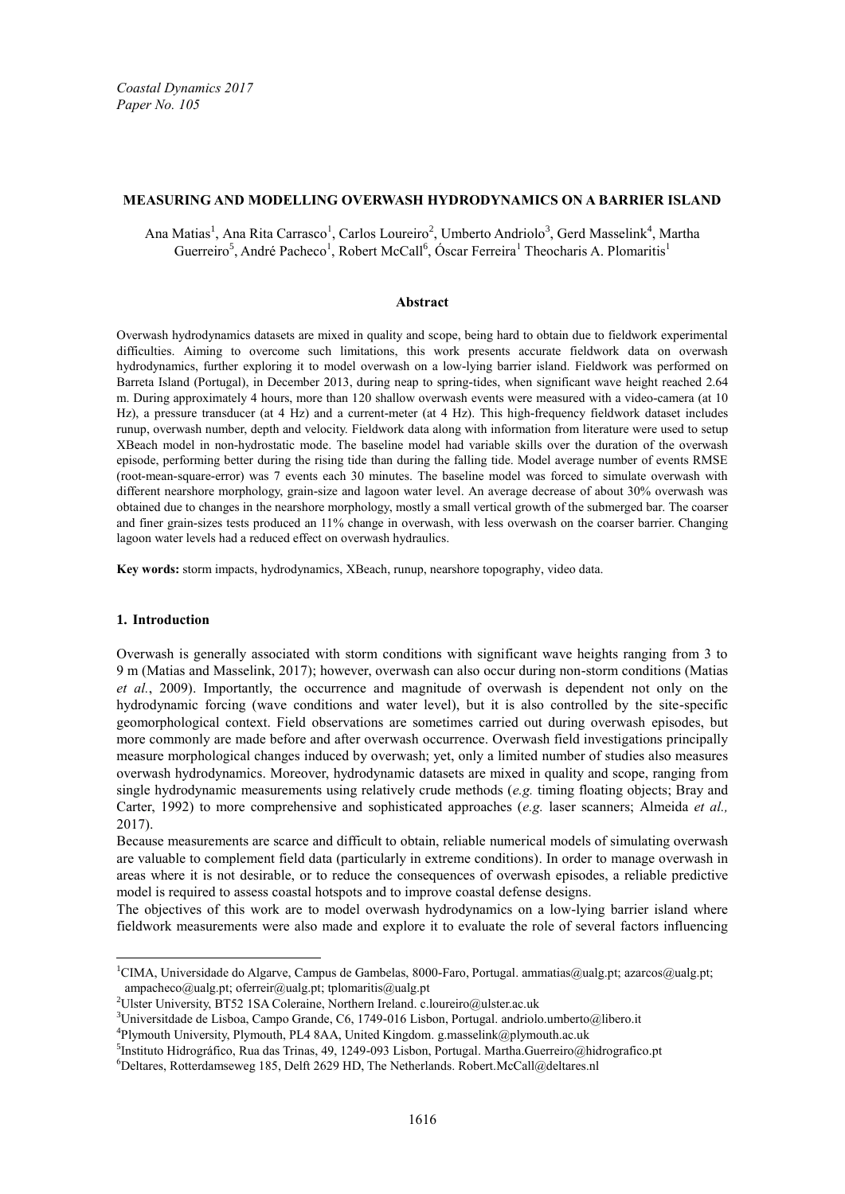*Coastal Dynamics 2017*
*Paper No. 105*

# MEASURING AND MODELLING OVERWASH HYDRODYNAMICS ON A BARRIER ISLAND

Ana Matias[1], Ana Rita Carrasco[1], Carlos Loureiro[2], Umberto Andriolo[3], Gerd Masselink[4], Martha Guerreiro[5], André Pacheco[1], Robert McCall[6], Óscar Ferreira[1] Theocharis A. Plomaritis[1]

### Abstract

Overwash hydrodynamics datasets are mixed in quality and scope, being hard to obtain due to fieldwork experimental difficulties. Aiming to overcome such limitations, this work presents accurate fieldwork data on overwash hydrodynamics, further exploring it to model overwash on a low-lying barrier island. Fieldwork was performed on Barreta Island (Portugal), in December 2013, during neap to spring-tides, when significant wave height reached 2.64 m. During approximately 4 hours, more than 120 shallow overwash events were measured with a video-camera (at 10 Hz), a pressure transducer (at 4 Hz) and a current-meter (at 4 Hz). This high-frequency fieldwork dataset includes runup, overwash number, depth and velocity. Fieldwork data along with information from literature were used to setup XBeach model in non-hydrostatic mode. The baseline model had variable skills over the duration of the overwash episode, performing better during the rising tide than during the falling tide. Model average number of events RMSE (root-mean-square-error) was 7 events each 30 minutes. The baseline model was forced to simulate overwash with different nearshore morphology, grain-size and lagoon water level. An average decrease of about 30% overwash was obtained due to changes in the nearshore morphology, mostly a small vertical growth of the submerged bar. The coarser and finer grain-sizes tests produced an 11% change in overwash, with less overwash on the coarser barrier. Changing lagoon water levels had a reduced effect on overwash hydraulics.

**Key words:** storm impacts, hydrodynamics, XBeach, runup, nearshore topography, video data.

## 1. Introduction

Overwash is generally associated with storm conditions with significant wave heights ranging from 3 to 9 m (Matias and Masselink, 2017); however, overwash can also occur during non-storm conditions (Matias *et al.*, 2009). Importantly, the occurrence and magnitude of overwash is dependent not only on the hydrodynamic forcing (wave conditions and water level), but it is also controlled by the site-specific geomorphological context. Field observations are sometimes carried out during overwash episodes, but more commonly are made before and after overwash occurrence. Overwash field investigations principally measure morphological changes induced by overwash; yet, only a limited number of studies also measures overwash hydrodynamics. Moreover, hydrodynamic datasets are mixed in quality and scope, ranging from single hydrodynamic measurements using relatively crude methods (*e.g.* timing floating objects; Bray and Carter, 1992) to more comprehensive and sophisticated approaches (*e.g.* laser scanners; Almeida *et al.,* 2017).

Because measurements are scarce and difficult to obtain, reliable numerical models of simulating overwash are valuable to complement field data (particularly in extreme conditions). In order to manage overwash in areas where it is not desirable, or to reduce the consequences of overwash episodes, a reliable predictive model is required to assess coastal hotspots and to improve coastal defense designs.

The objectives of this work are to model overwash hydrodynamics on a low-lying barrier island where fieldwork measurements were also made and explore it to evaluate the role of several factors influencing

---

[1]CIMA, Universidade do Algarve, Campus de Gambelas, 8000-Faro, Portugal. ammatias@ualg.pt; azarcos@ualg.pt; ampacheco@ualg.pt; oferreir@ualg.pt; tplomaritis@ualg.pt
[2]Ulster University, BT52 1SA Coleraine, Northern Ireland. c.loureiro@ulster.ac.uk
[3]Universitdade de Lisboa, Campo Grande, C6, 1749-016 Lisbon, Portugal. andriolo.umberto@libero.it
[4]Plymouth University, Plymouth, PL4 8AA, United Kingdom. g.masselink@plymouth.ac.uk
[5]Instituto Hidrográfico, Rua das Trinas, 49, 1249-093 Lisbon, Portugal. Martha.Guerreiro@hidrografico.pt
[6]Deltares, Rotterdamseweg 185, Delft 2629 HD, The Netherlands. Robert.McCall@deltares.nl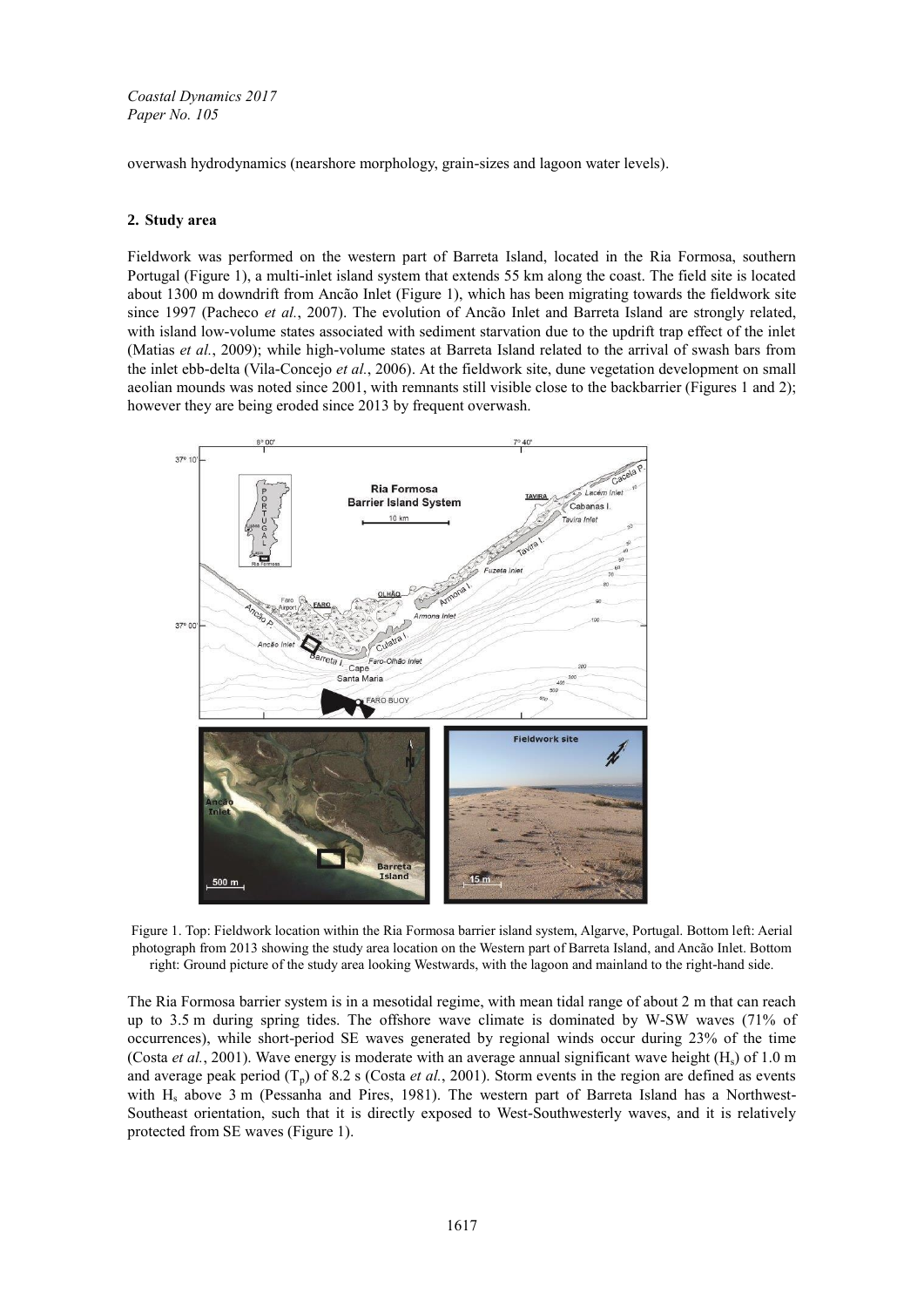overwash hydrodynamics (nearshore morphology, grain-sizes and lagoon water levels).

## 2. Study area

Fieldwork was performed on the western part of Barreta Island, located in the Ria Formosa, southern Portugal (Figure 1), a multi-inlet island system that extends 55 km along the coast. The field site is located about 1300 m downdrift from Ancão Inlet (Figure 1), which has been migrating towards the fieldwork site since 1997 (Pacheco *et al.*, 2007). The evolution of Ancão Inlet and Barreta Island are strongly related, with island low-volume states associated with sediment starvation due to the updrift trap effect of the inlet (Matias *et al.*, 2009); while high-volume states at Barreta Island related to the arrival of swash bars from the inlet ebb-delta (Vila-Concejo *et al.*, 2006). At the fieldwork site, dune vegetation development on small aeolian mounds was noted since 2001, with remnants still visible close to the backbarrier (Figures 1 and 2); however they are being eroded since 2013 by frequent overwash.

Figure 1. Top: Fieldwork location within the Ria Formosa barrier island system, Algarve, Portugal. Bottom left: Aerial photograph from 2013 showing the study area location on the Western part of Barreta Island, and Ancão Inlet. Bottom right: Ground picture of the study area looking Westwards, with the lagoon and mainland to the right-hand side.

The Ria Formosa barrier system is in a mesotidal regime, with mean tidal range of about 2 m that can reach up to 3.5 m during spring tides. The offshore wave climate is dominated by W-SW waves (71% of occurrences), while short-period SE waves generated by regional winds occur during 23% of the time (Costa *et al.*, 2001). Wave energy is moderate with an average annual significant wave height ($H_s$) of 1.0 m and average peak period ($T_p$) of 8.2 s (Costa *et al.*, 2001). Storm events in the region are defined as events with $H_s$ above 3 m (Pessanha and Pires, 1981). The western part of Barreta Island has a Northwest-Southeast orientation, such that it is directly exposed to West-Southwesterly waves, and it is relatively protected from SE waves (Figure 1).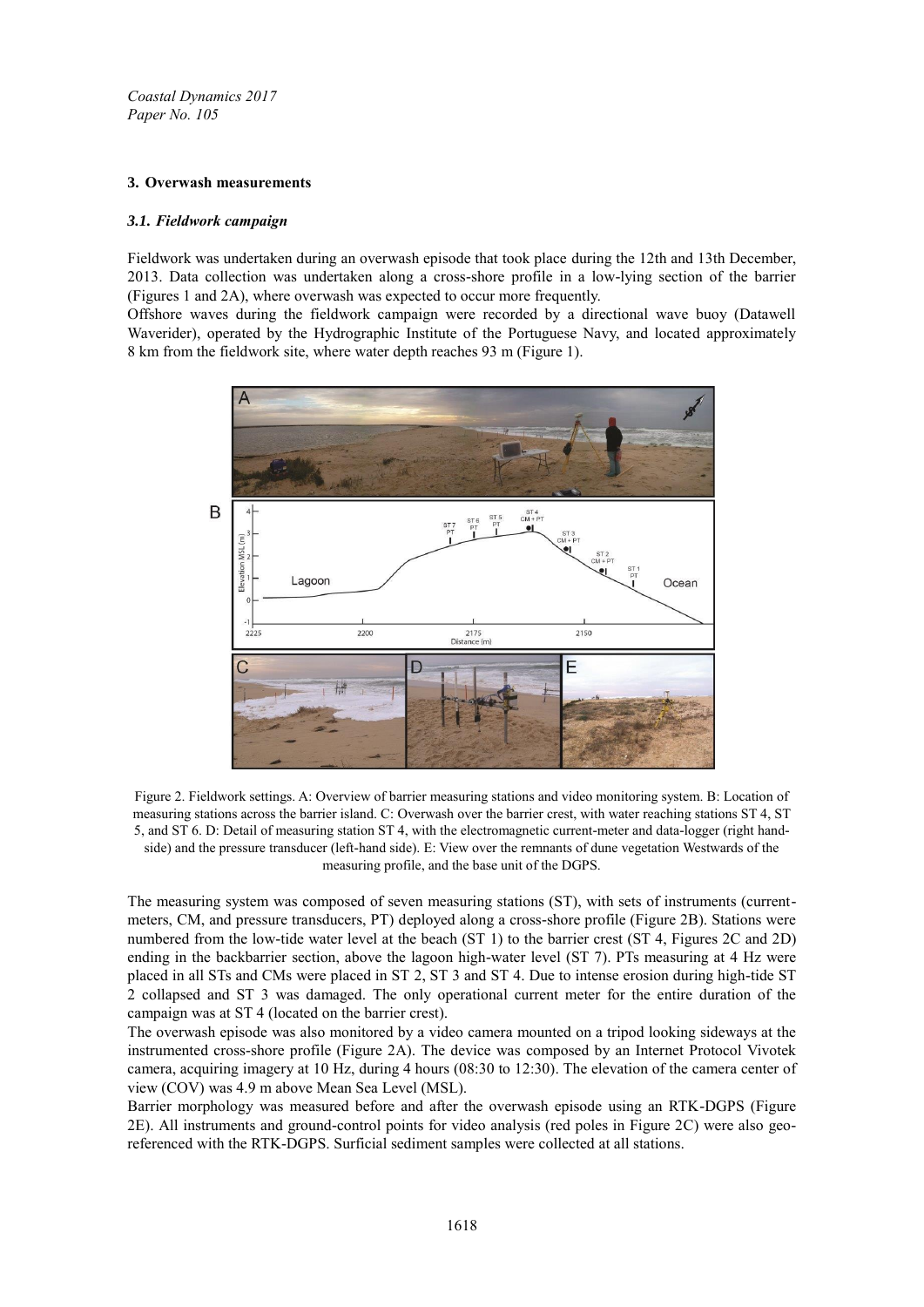## 3. Overwash measurements

### *3.1. Fieldwork campaign*

Fieldwork was undertaken during an overwash episode that took place during the 12th and 13th December, 2013. Data collection was undertaken along a cross-shore profile in a low-lying section of the barrier (Figures 1 and 2A), where overwash was expected to occur more frequently.

Offshore waves during the fieldwork campaign were recorded by a directional wave buoy (Datawell Waverider), operated by the Hydrographic Institute of the Portuguese Navy, and located approximately 8 km from the fieldwork site, where water depth reaches 93 m (Figure 1).

Figure 2. Fieldwork settings. A: Overview of barrier measuring stations and video monitoring system. B: Location of measuring stations across the barrier island. C: Overwash over the barrier crest, with water reaching stations ST 4, ST 5, and ST 6. D: Detail of measuring station ST 4, with the electromagnetic current-meter and data-logger (right hand-side) and the pressure transducer (left-hand side). E: View over the remnants of dune vegetation Westwards of the measuring profile, and the base unit of the DGPS.

The measuring system was composed of seven measuring stations (ST), with sets of instruments (current-meters, CM, and pressure transducers, PT) deployed along a cross-shore profile (Figure 2B). Stations were numbered from the low-tide water level at the beach (ST 1) to the barrier crest (ST 4, Figures 2C and 2D) ending in the backbarrier section, above the lagoon high-water level (ST 7). PTs measuring at 4 Hz were placed in all STs and CMs were placed in ST 2, ST 3 and ST 4. Due to intense erosion during high-tide ST 2 collapsed and ST 3 was damaged. The only operational current meter for the entire duration of the campaign was at ST 4 (located on the barrier crest).

The overwash episode was also monitored by a video camera mounted on a tripod looking sideways at the instrumented cross-shore profile (Figure 2A). The device was composed by an Internet Protocol Vivotek camera, acquiring imagery at 10 Hz, during 4 hours (08:30 to 12:30). The elevation of the camera center of view (COV) was 4.9 m above Mean Sea Level (MSL).

Barrier morphology was measured before and after the overwash episode using an RTK-DGPS (Figure 2E). All instruments and ground-control points for video analysis (red poles in Figure 2C) were also geo-referenced with the RTK-DGPS. Surficial sediment samples were collected at all stations.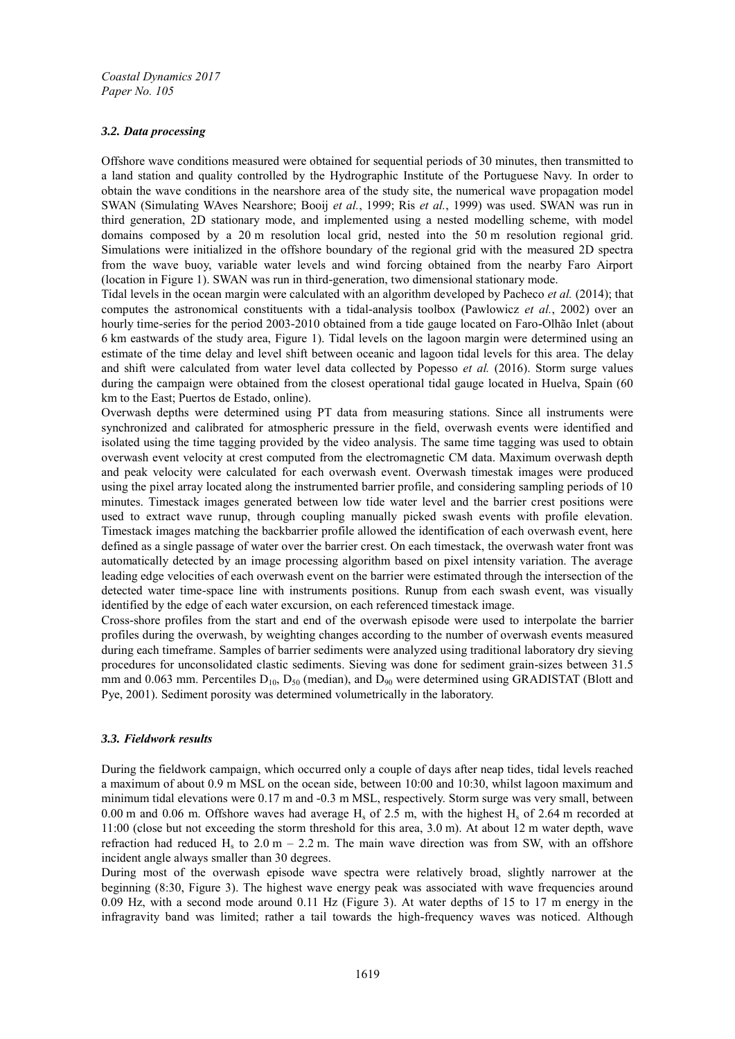### *3.2. Data processing*

Offshore wave conditions measured were obtained for sequential periods of 30 minutes, then transmitted to a land station and quality controlled by the Hydrographic Institute of the Portuguese Navy. In order to obtain the wave conditions in the nearshore area of the study site, the numerical wave propagation model SWAN (Simulating WAves Nearshore; Booij *et al.*, 1999; Ris *et al.*, 1999) was used. SWAN was run in third generation, 2D stationary mode, and implemented using a nested modelling scheme, with model domains composed by a 20 m resolution local grid, nested into the 50 m resolution regional grid. Simulations were initialized in the offshore boundary of the regional grid with the measured 2D spectra from the wave buoy, variable water levels and wind forcing obtained from the nearby Faro Airport (location in Figure 1). SWAN was run in third-generation, two dimensional stationary mode.

Tidal levels in the ocean margin were calculated with an algorithm developed by Pacheco *et al.* (2014); that computes the astronomical constituents with a tidal-analysis toolbox (Pawlowicz *et al.*, 2002) over an hourly time-series for the period 2003-2010 obtained from a tide gauge located on Faro-Olhão Inlet (about 6 km eastwards of the study area, Figure 1). Tidal levels on the lagoon margin were determined using an estimate of the time delay and level shift between oceanic and lagoon tidal levels for this area. The delay and shift were calculated from water level data collected by Popesso *et al.* (2016). Storm surge values during the campaign were obtained from the closest operational tidal gauge located in Huelva, Spain (60 km to the East; Puertos de Estado, online).

Overwash depths were determined using PT data from measuring stations. Since all instruments were synchronized and calibrated for atmospheric pressure in the field, overwash events were identified and isolated using the time tagging provided by the video analysis. The same time tagging was used to obtain overwash event velocity at crest computed from the electromagnetic CM data. Maximum overwash depth and peak velocity were calculated for each overwash event. Overwash timestak images were produced using the pixel array located along the instrumented barrier profile, and considering sampling periods of 10 minutes. Timestack images generated between low tide water level and the barrier crest positions were used to extract wave runup, through coupling manually picked swash events with profile elevation. Timestack images matching the backbarrier profile allowed the identification of each overwash event, here defined as a single passage of water over the barrier crest. On each timestack, the overwash water front was automatically detected by an image processing algorithm based on pixel intensity variation. The average leading edge velocities of each overwash event on the barrier were estimated through the intersection of the detected water time-space line with instruments positions. Runup from each swash event, was visually identified by the edge of each water excursion, on each referenced timestack image.

Cross-shore profiles from the start and end of the overwash episode were used to interpolate the barrier profiles during the overwash, by weighting changes according to the number of overwash events measured during each timeframe. Samples of barrier sediments were analyzed using traditional laboratory dry sieving procedures for unconsolidated clastic sediments. Sieving was done for sediment grain-sizes between 31.5 mm and 0.063 mm. Percentiles $D_{10}$, $D_{50}$ (median), and $D_{90}$ were determined using GRADISTAT (Blott and Pye, 2001). Sediment porosity was determined volumetrically in the laboratory.

### *3.3. Fieldwork results*

During the fieldwork campaign, which occurred only a couple of days after neap tides, tidal levels reached a maximum of about 0.9 m MSL on the ocean side, between 10:00 and 10:30, whilst lagoon maximum and minimum tidal elevations were 0.17 m and -0.3 m MSL, respectively. Storm surge was very small, between 0.00 m and 0.06 m. Offshore waves had average $H_s$ of 2.5 m, with the highest $H_s$ of 2.64 m recorded at 11:00 (close but not exceeding the storm threshold for this area, 3.0 m). At about 12 m water depth, wave refraction had reduced $H_s$ to 2.0 m – 2.2 m. The main wave direction was from SW, with an offshore incident angle always smaller than 30 degrees.

During most of the overwash episode wave spectra were relatively broad, slightly narrower at the beginning (8:30, Figure 3). The highest wave energy peak was associated with wave frequencies around 0.09 Hz, with a second mode around 0.11 Hz (Figure 3). At water depths of 15 to 17 m energy in the infragravity band was limited; rather a tail towards the high-frequency waves was noticed. Although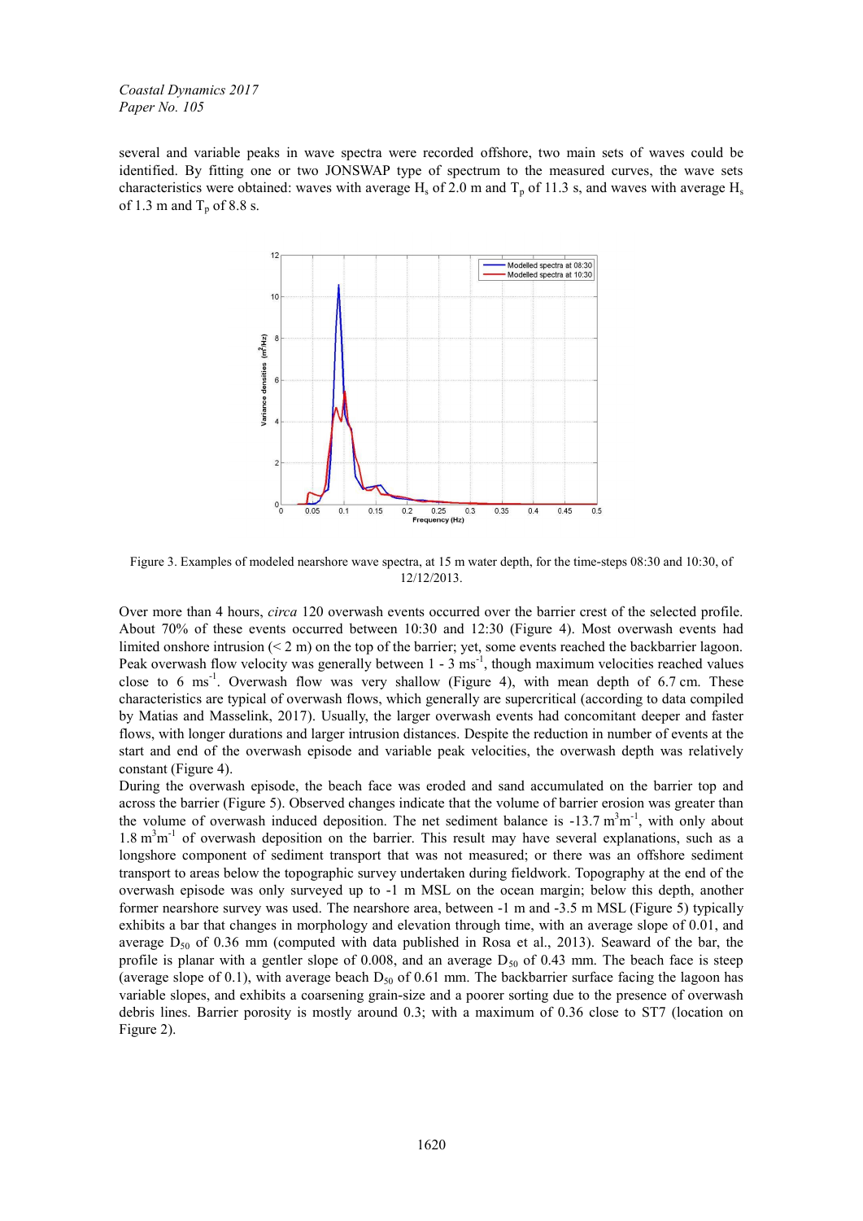several and variable peaks in wave spectra were recorded offshore, two main sets of waves could be identified. By fitting one or two JONSWAP type of spectrum to the measured curves, the wave sets characteristics were obtained: waves with average $H_s$ of 2.0 m and $T_p$ of 11.3 s, and waves with average $H_s$ of 1.3 m and $T_p$ of 8.8 s.

Figure 3. Examples of modeled nearshore wave spectra, at 15 m water depth, for the time-steps 08:30 and 10:30, of 12/12/2013.

Over more than 4 hours, *circa* 120 overwash events occurred over the barrier crest of the selected profile. About 70% of these events occurred between 10:30 and 12:30 (Figure 4). Most overwash events had limited onshore intrusion (< 2 m) on the top of the barrier; yet, some events reached the backbarrier lagoon. Peak overwash flow velocity was generally between 1 - 3 $ms^{-1}$, though maximum velocities reached values close to 6 $ms^{-1}$. Overwash flow was very shallow (Figure 4), with mean depth of 6.7 cm. These characteristics are typical of overwash flows, which generally are supercritical (according to data compiled by Matias and Masselink, 2017). Usually, the larger overwash events had concomitant deeper and faster flows, with longer durations and larger intrusion distances. Despite the reduction in number of events at the start and end of the overwash episode and variable peak velocities, the overwash depth was relatively constant (Figure 4).

During the overwash episode, the beach face was eroded and sand accumulated on the barrier top and across the barrier (Figure 5). Observed changes indicate that the volume of barrier erosion was greater than the volume of overwash induced deposition. The net sediment balance is -13.7 $m^3m^{-1}$, with only about 1.8 $m^3m^{-1}$ of overwash deposition on the barrier. This result may have several explanations, such as a longshore component of sediment transport that was not measured; or there was an offshore sediment transport to areas below the topographic survey undertaken during fieldwork. Topography at the end of the overwash episode was only surveyed up to -1 m MSL on the ocean margin; below this depth, another former nearshore survey was used. The nearshore area, between -1 m and -3.5 m MSL (Figure 5) typically exhibits a bar that changes in morphology and elevation through time, with an average slope of 0.01, and average $D_{50}$ of 0.36 mm (computed with data published in Rosa et al., 2013). Seaward of the bar, the profile is planar with a gentler slope of 0.008, and an average $D_{50}$ of 0.43 mm. The beach face is steep (average slope of 0.1), with average beach $D_{50}$ of 0.61 mm. The backbarrier surface facing the lagoon has variable slopes, and exhibits a coarsening grain-size and a poorer sorting due to the presence of overwash debris lines. Barrier porosity is mostly around 0.3; with a maximum of 0.36 close to ST7 (location on Figure 2).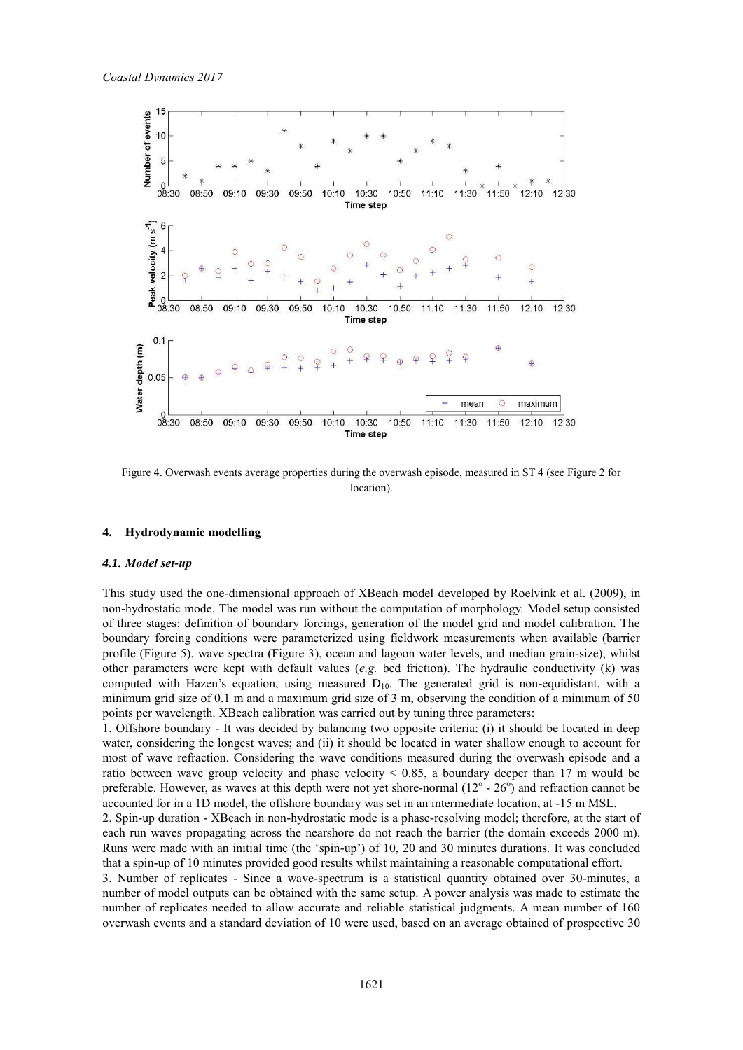Figure 4. Overwash events average properties during the overwash episode, measured in ST 4 (see Figure 2 for location).

## 4. Hydrodynamic modelling

### *4.1. Model set-up*

This study used the one-dimensional approach of XBeach model developed by Roelvink et al. (2009), in non-hydrostatic mode. The model was run without the computation of morphology. Model setup consisted of three stages: definition of boundary forcings, generation of the model grid and model calibration. The boundary forcing conditions were parameterized using fieldwork measurements when available (barrier profile (Figure 5), wave spectra (Figure 3), ocean and lagoon water levels, and median grain-size), whilst other parameters were kept with default values (*e.g.* bed friction). The hydraulic conductivity (k) was computed with Hazen's equation, using measured $D_{10}$. The generated grid is non-equidistant, with a minimum grid size of 0.1 m and a maximum grid size of 3 m, observing the condition of a minimum of 50 points per wavelength. XBeach calibration was carried out by tuning three parameters:

1. Offshore boundary - It was decided by balancing two opposite criteria: (i) it should be located in deep water, considering the longest waves; and (ii) it should be located in water shallow enough to account for most of wave refraction. Considering the wave conditions measured during the overwash episode and a ratio between wave group velocity and phase velocity < 0.85, a boundary deeper than 17 m would be preferable. However, as waves at this depth were not yet shore-normal ($12^{o}$ - $26^{o}$) and refraction cannot be accounted for in a 1D model, the offshore boundary was set in an intermediate location, at -15 m MSL.

2. Spin-up duration - XBeach in non-hydrostatic mode is a phase-resolving model; therefore, at the start of each run waves propagating across the nearshore do not reach the barrier (the domain exceeds 2000 m). Runs were made with an initial time (the 'spin-up') of 10, 20 and 30 minutes durations. It was concluded that a spin-up of 10 minutes provided good results whilst maintaining a reasonable computational effort.

3. Number of replicates - Since a wave-spectrum is a statistical quantity obtained over 30-minutes, a number of model outputs can be obtained with the same setup. A power analysis was made to estimate the number of replicates needed to allow accurate and reliable statistical judgments. A mean number of 160 overwash events and a standard deviation of 10 were used, based on an average obtained of prospective 30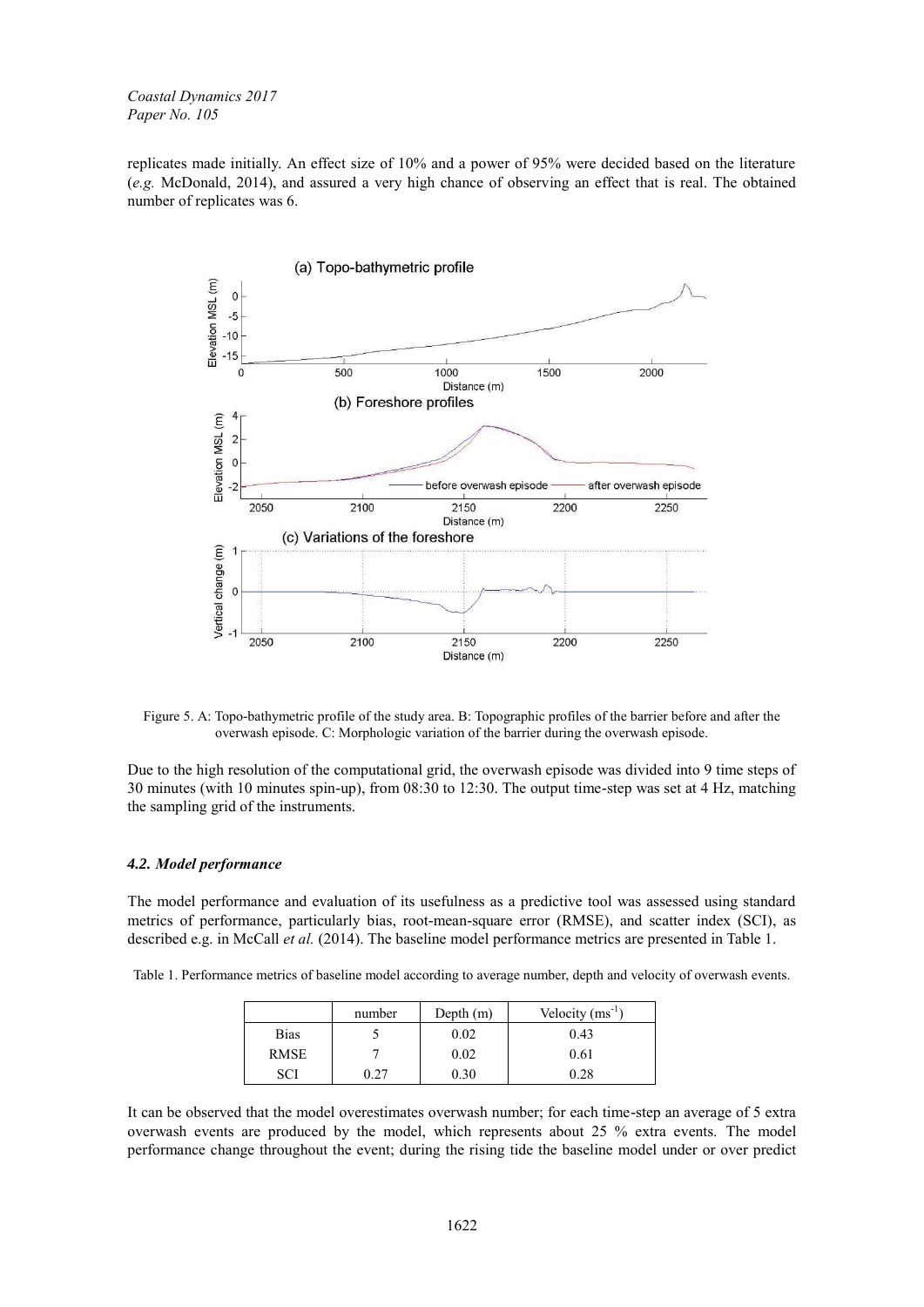replicates made initially. An effect size of 10% and a power of 95% were decided based on the literature (*e.g.* McDonald, 2014), and assured a very high chance of observing an effect that is real. The obtained number of replicates was 6.

Figure 5. A: Topo-bathymetric profile of the study area. B: Topographic profiles of the barrier before and after the overwash episode. C: Morphologic variation of the barrier during the overwash episode.

Due to the high resolution of the computational grid, the overwash episode was divided into 9 time steps of 30 minutes (with 10 minutes spin-up), from 08:30 to 12:30. The output time-step was set at 4 Hz, matching the sampling grid of the instruments.

### *4.2. Model performance*

The model performance and evaluation of its usefulness as a predictive tool was assessed using standard metrics of performance, particularly bias, root-mean-square error (RMSE), and scatter index (SCI), as described e.g. in McCall *et al.* (2014). The baseline model performance metrics are presented in Table 1.

Table 1. Performance metrics of baseline model according to average number, depth and velocity of overwash events.

| | number | Depth (m) | Velocity (ms$^{-1}$) |
|---|---|---|---|
| Bias | 5 | 0.02 | 0.43 |
| RMSE | 7 | 0.02 | 0.61 |
| SCI | 0.27 | 0.30 | 0.28 |

It can be observed that the model overestimates overwash number; for each time-step an average of 5 extra overwash events are produced by the model, which represents about 25 % extra events. The model performance change throughout the event; during the rising tide the baseline model under or over predict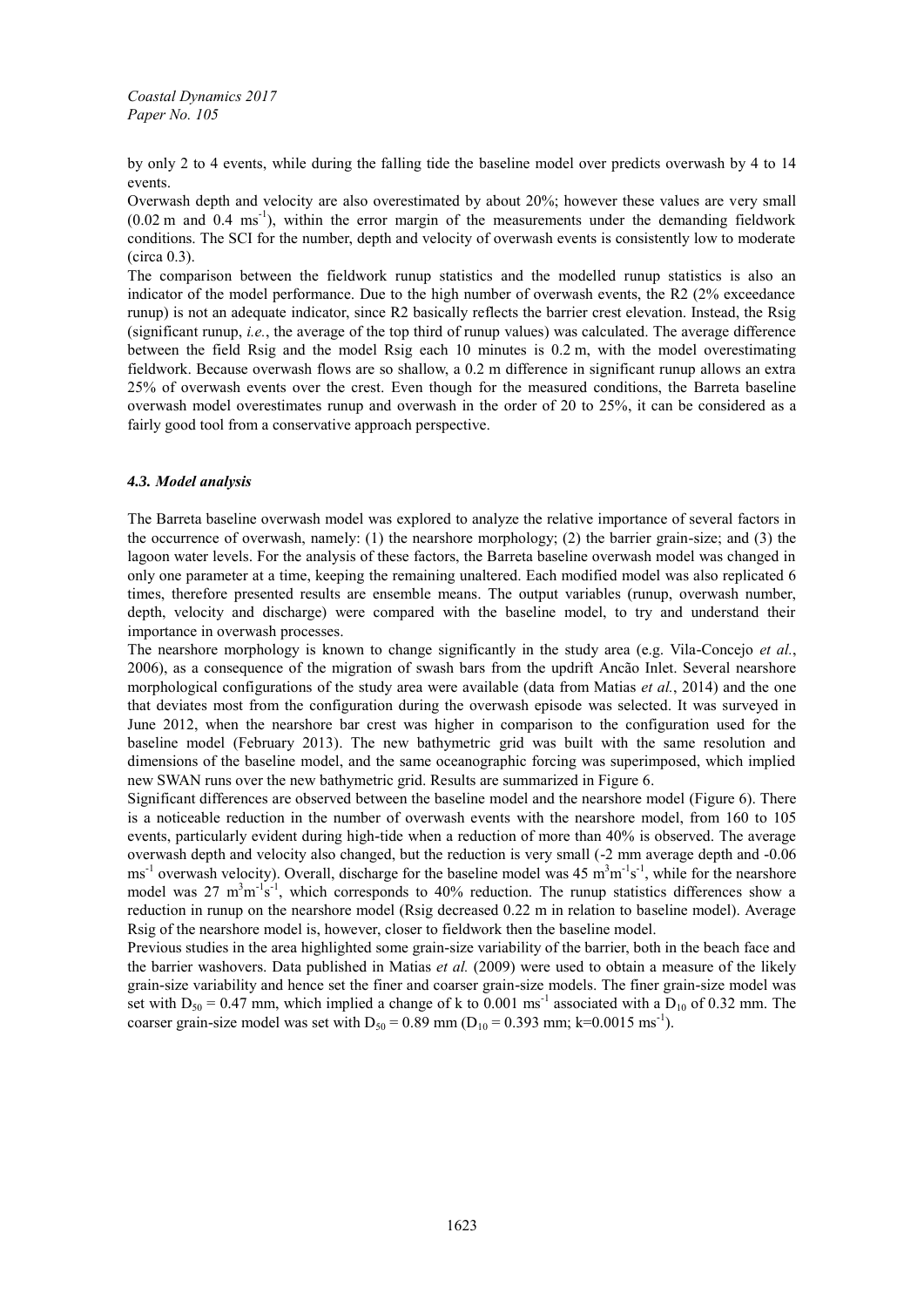by only 2 to 4 events, while during the falling tide the baseline model over predicts overwash by 4 to 14 events.

Overwash depth and velocity are also overestimated by about 20%; however these values are very small (0.02 m and 0.4 $ms^{-1}$), within the error margin of the measurements under the demanding fieldwork conditions. The SCI for the number, depth and velocity of overwash events is consistently low to moderate (circa 0.3).

The comparison between the fieldwork runup statistics and the modelled runup statistics is also an indicator of the model performance. Due to the high number of overwash events, the R2 (2% exceedance runup) is not an adequate indicator, since R2 basically reflects the barrier crest elevation. Instead, the Rsig (significant runup, *i.e.*, the average of the top third of runup values) was calculated. The average difference between the field Rsig and the model Rsig each 10 minutes is 0.2 m, with the model overestimating fieldwork. Because overwash flows are so shallow, a 0.2 m difference in significant runup allows an extra 25% of overwash events over the crest. Even though for the measured conditions, the Barreta baseline overwash model overestimates runup and overwash in the order of 20 to 25%, it can be considered as a fairly good tool from a conservative approach perspective.

### *4.3. Model analysis*

The Barreta baseline overwash model was explored to analyze the relative importance of several factors in the occurrence of overwash, namely: (1) the nearshore morphology; (2) the barrier grain-size; and (3) the lagoon water levels. For the analysis of these factors, the Barreta baseline overwash model was changed in only one parameter at a time, keeping the remaining unaltered. Each modified model was also replicated 6 times, therefore presented results are ensemble means. The output variables (runup, overwash number, depth, velocity and discharge) were compared with the baseline model, to try and understand their importance in overwash processes.

The nearshore morphology is known to change significantly in the study area (e.g. Vila-Concejo *et al.*, 2006), as a consequence of the migration of swash bars from the updrift Ancão Inlet. Several nearshore morphological configurations of the study area were available (data from Matias *et al.*, 2014) and the one that deviates most from the configuration during the overwash episode was selected. It was surveyed in June 2012, when the nearshore bar crest was higher in comparison to the configuration used for the baseline model (February 2013). The new bathymetric grid was built with the same resolution and dimensions of the baseline model, and the same oceanographic forcing was superimposed, which implied new SWAN runs over the new bathymetric grid. Results are summarized in Figure 6.

Significant differences are observed between the baseline model and the nearshore model (Figure 6). There is a noticeable reduction in the number of overwash events with the nearshore model, from 160 to 105 events, particularly evident during high-tide when a reduction of more than 40% is observed. The average overwash depth and velocity also changed, but the reduction is very small (-2 mm average depth and -0.06 $ms^{-1}$ overwash velocity). Overall, discharge for the baseline model was 45 $m^3m^{-1}s^{-1}$, while for the nearshore model was 27 $m^3m^{-1}s^{-1}$, which corresponds to 40% reduction. The runup statistics differences show a reduction in runup on the nearshore model (Rsig decreased 0.22 m in relation to baseline model). Average Rsig of the nearshore model is, however, closer to fieldwork then the baseline model.

Previous studies in the area highlighted some grain-size variability of the barrier, both in the beach face and the barrier washovers. Data published in Matias *et al.* (2009) were used to obtain a measure of the likely grain-size variability and hence set the finer and coarser grain-size models. The finer grain-size model was set with $D_{50}$ = 0.47 mm, which implied a change of k to 0.001 $ms^{-1}$ associated with a $D_{10}$ of 0.32 mm. The coarser grain-size model was set with $D_{50}$ = 0.89 mm ($D_{10}$ = 0.393 mm; k=0.0015 $ms^{-1}$).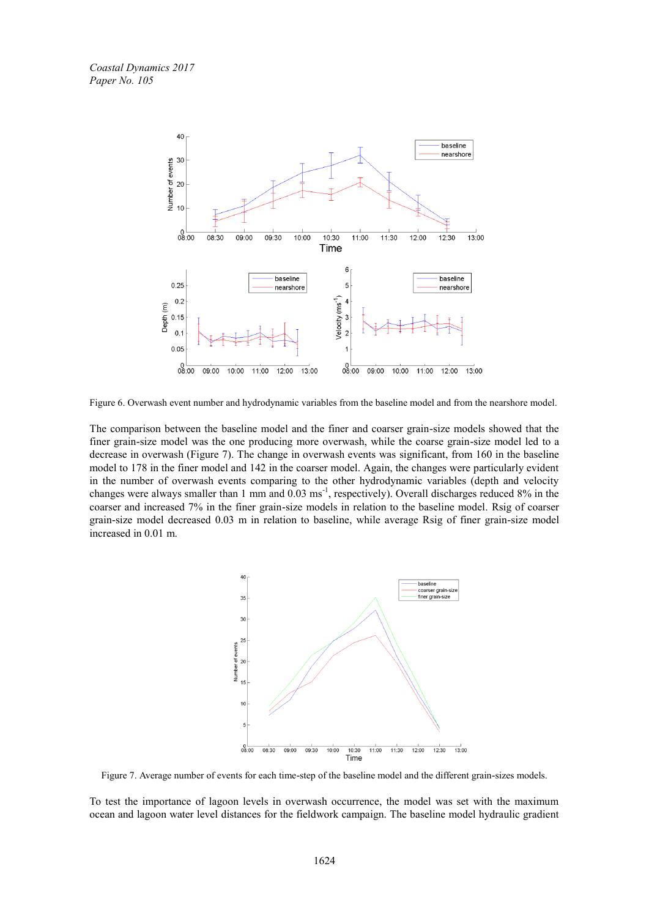Figure 6. Overwash event number and hydrodynamic variables from the baseline model and from the nearshore model.

The comparison between the baseline model and the finer and coarser grain-size models showed that the finer grain-size model was the one producing more overwash, while the coarse grain-size model led to a decrease in overwash (Figure 7). The change in overwash events was significant, from 160 in the baseline model to 178 in the finer model and 142 in the coarser model. Again, the changes were particularly evident in the number of overwash events comparing to the other hydrodynamic variables (depth and velocity changes were always smaller than 1 mm and 0.03 ms$^{-1}$, respectively). Overall discharges reduced 8% in the coarser and increased 7% in the finer grain-size models in relation to the baseline model. Rsig of coarser grain-size model decreased 0.03 m in relation to baseline, while average Rsig of finer grain-size model increased in 0.01 m.

Figure 7. Average number of events for each time-step of the baseline model and the different grain-sizes models.

To test the importance of lagoon levels in overwash occurrence, the model was set with the maximum ocean and lagoon water level distances for the fieldwork campaign. The baseline model hydraulic gradient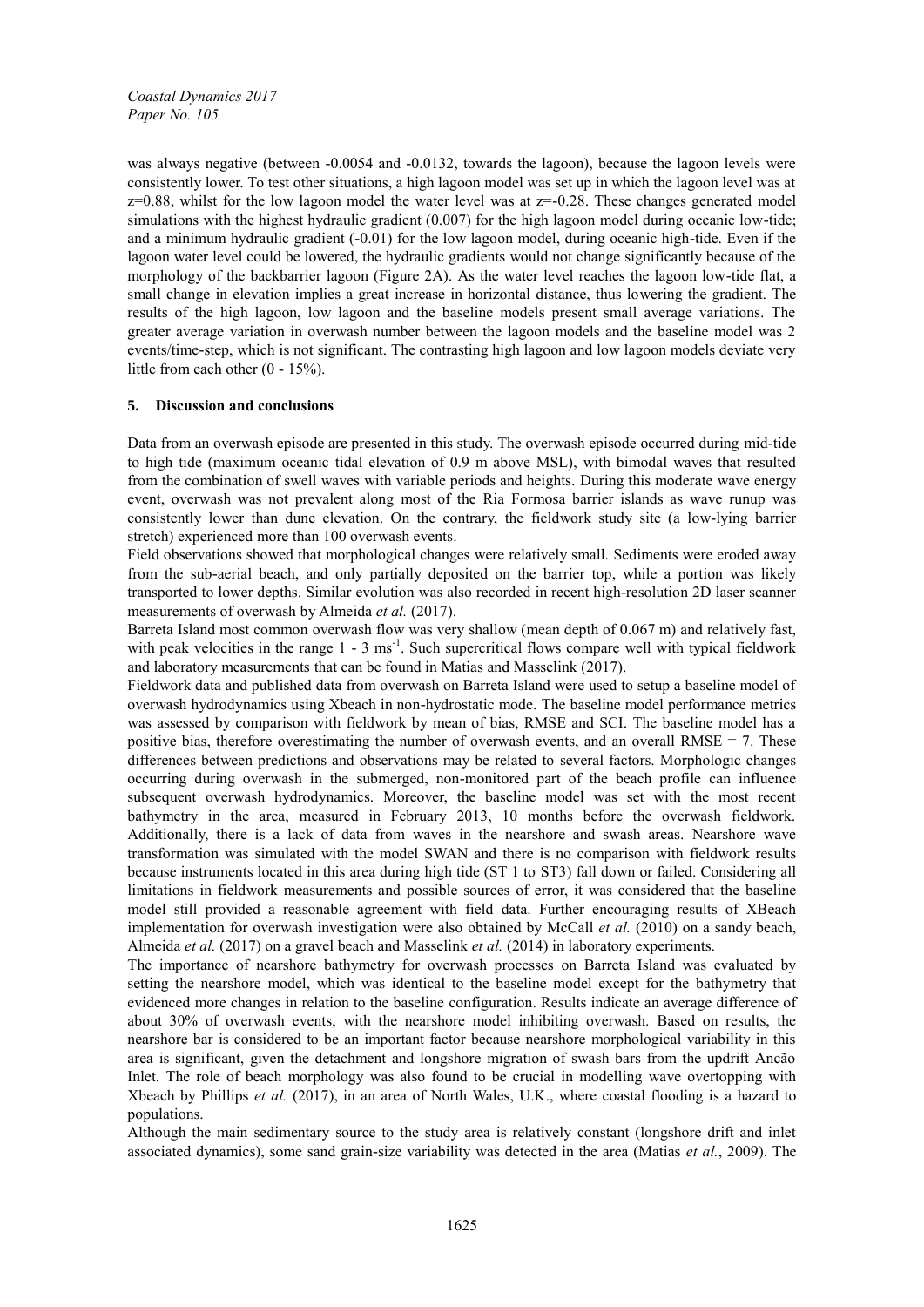was always negative (between -0.0054 and -0.0132, towards the lagoon), because the lagoon levels were consistently lower. To test other situations, a high lagoon model was set up in which the lagoon level was at z=0.88, whilst for the low lagoon model the water level was at z=-0.28. These changes generated model simulations with the highest hydraulic gradient (0.007) for the high lagoon model during oceanic low-tide; and a minimum hydraulic gradient (-0.01) for the low lagoon model, during oceanic high-tide. Even if the lagoon water level could be lowered, the hydraulic gradients would not change significantly because of the morphology of the backbarrier lagoon (Figure 2A). As the water level reaches the lagoon low-tide flat, a small change in elevation implies a great increase in horizontal distance, thus lowering the gradient. The results of the high lagoon, low lagoon and the baseline models present small average variations. The greater average variation in overwash number between the lagoon models and the baseline model was 2 events/time-step, which is not significant. The contrasting high lagoon and low lagoon models deviate very little from each other (0 - 15%).

## 5. Discussion and conclusions

Data from an overwash episode are presented in this study. The overwash episode occurred during mid-tide to high tide (maximum oceanic tidal elevation of 0.9 m above MSL), with bimodal waves that resulted from the combination of swell waves with variable periods and heights. During this moderate wave energy event, overwash was not prevalent along most of the Ria Formosa barrier islands as wave runup was consistently lower than dune elevation. On the contrary, the fieldwork study site (a low-lying barrier stretch) experienced more than 100 overwash events.

Field observations showed that morphological changes were relatively small. Sediments were eroded away from the sub-aerial beach, and only partially deposited on the barrier top, while a portion was likely transported to lower depths. Similar evolution was also recorded in recent high-resolution 2D laser scanner measurements of overwash by Almeida *et al.* (2017).

Barreta Island most common overwash flow was very shallow (mean depth of 0.067 m) and relatively fast, with peak velocities in the range 1 - 3 $ms^{-1}$. Such supercritical flows compare well with typical fieldwork and laboratory measurements that can be found in Matias and Masselink (2017).

Fieldwork data and published data from overwash on Barreta Island were used to setup a baseline model of overwash hydrodynamics using Xbeach in non-hydrostatic mode. The baseline model performance metrics was assessed by comparison with fieldwork by mean of bias, RMSE and SCI. The baseline model has a positive bias, therefore overestimating the number of overwash events, and an overall RMSE = 7. These differences between predictions and observations may be related to several factors. Morphologic changes occurring during overwash in the submerged, non-monitored part of the beach profile can influence subsequent overwash hydrodynamics. Moreover, the baseline model was set with the most recent bathymetry in the area, measured in February 2013, 10 months before the overwash fieldwork. Additionally, there is a lack of data from waves in the nearshore and swash areas. Nearshore wave transformation was simulated with the model SWAN and there is no comparison with fieldwork results because instruments located in this area during high tide (ST 1 to ST3) fall down or failed. Considering all limitations in fieldwork measurements and possible sources of error, it was considered that the baseline model still provided a reasonable agreement with field data. Further encouraging results of XBeach implementation for overwash investigation were also obtained by McCall *et al.* (2010) on a sandy beach, Almeida *et al.* (2017) on a gravel beach and Masselink *et al.* (2014) in laboratory experiments.

The importance of nearshore bathymetry for overwash processes on Barreta Island was evaluated by setting the nearshore model, which was identical to the baseline model except for the bathymetry that evidenced more changes in relation to the baseline configuration. Results indicate an average difference of about 30% of overwash events, with the nearshore model inhibiting overwash. Based on results, the nearshore bar is considered to be an important factor because nearshore morphological variability in this area is significant, given the detachment and longshore migration of swash bars from the updrift Ancão Inlet. The role of beach morphology was also found to be crucial in modelling wave overtopping with Xbeach by Phillips *et al.* (2017), in an area of North Wales, U.K., where coastal flooding is a hazard to populations.

Although the main sedimentary source to the study area is relatively constant (longshore drift and inlet associated dynamics), some sand grain-size variability was detected in the area (Matias *et al.*, 2009). The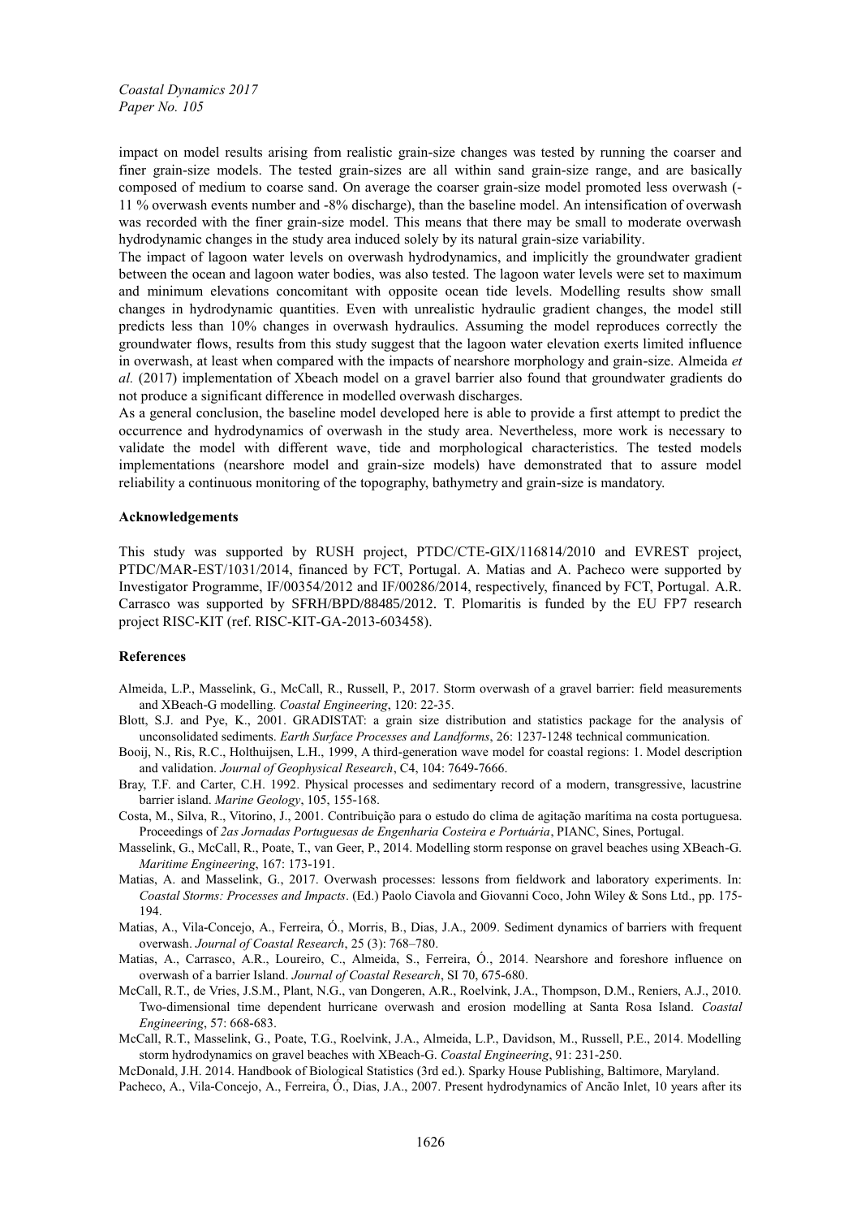impact on model results arising from realistic grain-size changes was tested by running the coarser and finer grain-size models. The tested grain-sizes are all within sand grain-size range, and are basically composed of medium to coarse sand. On average the coarser grain-size model promoted less overwash (-11 % overwash events number and -8% discharge), than the baseline model. An intensification of overwash was recorded with the finer grain-size model. This means that there may be small to moderate overwash hydrodynamic changes in the study area induced solely by its natural grain-size variability.

The impact of lagoon water levels on overwash hydrodynamics, and implicitly the groundwater gradient between the ocean and lagoon water bodies, was also tested. The lagoon water levels were set to maximum and minimum elevations concomitant with opposite ocean tide levels. Modelling results show small changes in hydrodynamic quantities. Even with unrealistic hydraulic gradient changes, the model still predicts less than 10% changes in overwash hydraulics. Assuming the model reproduces correctly the groundwater flows, results from this study suggest that the lagoon water elevation exerts limited influence in overwash, at least when compared with the impacts of nearshore morphology and grain-size. Almeida *et al.* (2017) implementation of Xbeach model on a gravel barrier also found that groundwater gradients do not produce a significant difference in modelled overwash discharges.

As a general conclusion, the baseline model developed here is able to provide a first attempt to predict the occurrence and hydrodynamics of overwash in the study area. Nevertheless, more work is necessary to validate the model with different wave, tide and morphological characteristics. The tested models implementations (nearshore model and grain-size models) have demonstrated that to assure model reliability a continuous monitoring of the topography, bathymetry and grain-size is mandatory.

## Acknowledgements

This study was supported by RUSH project, PTDC/CTE-GIX/116814/2010 and EVREST project, PTDC/MAR-EST/1031/2014, financed by FCT, Portugal. A. Matias and A. Pacheco were supported by Investigator Programme, IF/00354/2012 and IF/00286/2014, respectively, financed by FCT, Portugal. A.R. Carrasco was supported by SFRH/BPD/88485/2012. T. Plomaritis is funded by the EU FP7 research project RISC-KIT (ref. RISC-KIT-GA-2013-603458).

## References

Almeida, L.P., Masselink, G., McCall, R., Russell, P., 2017. Storm overwash of a gravel barrier: field measurements and XBeach-G modelling. *Coastal Engineering*, 120: 22-35.

Blott, S.J. and Pye, K., 2001. GRADISTAT: a grain size distribution and statistics package for the analysis of unconsolidated sediments. *Earth Surface Processes and Landforms*, 26: 1237-1248 technical communication.

Booij, N., Ris, R.C., Holthuijsen, L.H., 1999, A third-generation wave model for coastal regions: 1. Model description and validation. *Journal of Geophysical Research*, C4, 104: 7649-7666.

Bray, T.F. and Carter, C.H. 1992. Physical processes and sedimentary record of a modern, transgressive, lacustrine barrier island. *Marine Geology*, 105, 155-168.

Costa, M., Silva, R., Vitorino, J., 2001. Contribuição para o estudo do clima de agitação marítima na costa portuguesa. Proceedings of *2as Jornadas Portuguesas de Engenharia Costeira e Portuária*, PIANC, Sines, Portugal.

Masselink, G., McCall, R., Poate, T., van Geer, P., 2014. Modelling storm response on gravel beaches using XBeach-G. *Maritime Engineering*, 167: 173-191.

Matias, A. and Masselink, G., 2017. Overwash processes: lessons from fieldwork and laboratory experiments. In: *Coastal Storms: Processes and Impacts*. (Ed.) Paolo Ciavola and Giovanni Coco, John Wiley & Sons Ltd., pp. 175-194.

Matias, A., Vila-Concejo, A., Ferreira, Ó., Morris, B., Dias, J.A., 2009. Sediment dynamics of barriers with frequent overwash. *Journal of Coastal Research*, 25 (3): 768–780.

Matias, A., Carrasco, A.R., Loureiro, C., Almeida, S., Ferreira, Ó., 2014. Nearshore and foreshore influence on overwash of a barrier Island. *Journal of Coastal Research*, SI 70, 675-680.

McCall, R.T., de Vries, J.S.M., Plant, N.G., van Dongeren, A.R., Roelvink, J.A., Thompson, D.M., Reniers, A.J., 2010. Two-dimensional time dependent hurricane overwash and erosion modelling at Santa Rosa Island. *Coastal Engineering*, 57: 668-683.

McCall, R.T., Masselink, G., Poate, T.G., Roelvink, J.A., Almeida, L.P., Davidson, M., Russell, P.E., 2014. Modelling storm hydrodynamics on gravel beaches with XBeach-G. *Coastal Engineering*, 91: 231-250.

McDonald, J.H. 2014. Handbook of Biological Statistics (3rd ed.). Sparky House Publishing, Baltimore, Maryland.

Pacheco, A., Vila-Concejo, A., Ferreira, Ó., Dias, J.A., 2007. Present hydrodynamics of Ancão Inlet, 10 years after its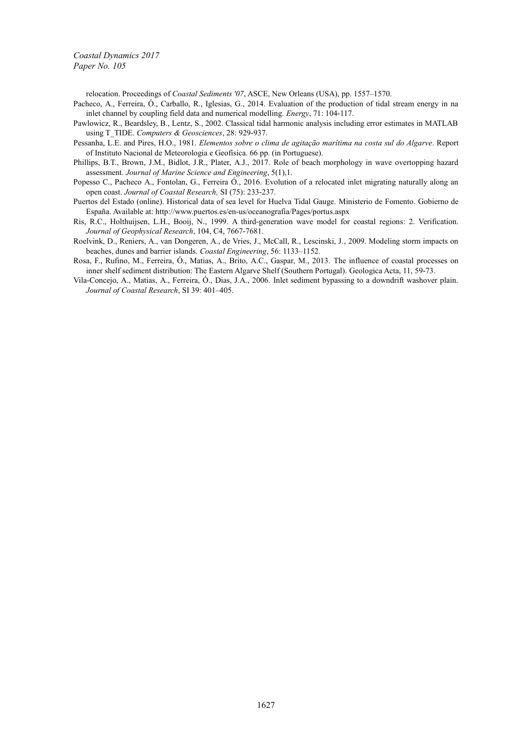relocation. Proceedings of *Coastal Sediments '07*, ASCE, New Orleans (USA), pp. 1557–1570.

Pacheco, A., Ferreira, Ó., Carballo, R., Iglesias, G., 2014. Evaluation of the production of tidal stream energy in na inlet channel by coupling field data and numerical modelling. *Energy*, 71: 104-117.

Pawlowicz, R., Beardsley, B., Lentz, S., 2002. Classical tidal harmonic analysis including error estimates in MATLAB using T_TIDE. *Computers & Geosciences*, 28: 929-937.

Pessanha, L.E. and Pires, H.O., 1981. *Elementos sobre o clima de agitação marítima na costa sul do Algarve*. Report of Instituto Nacional de Meteorologia e Geofísica. 66 pp. (in Portuguese).

Phillips, B.T., Brown, J.M., Bidlot, J.R., Plater, A.J., 2017. Role of beach morphology in wave overtopping hazard assessment. *Journal of Marine Science and Engineering*, 5(1),1.

Popesso C., Pacheco A., Fontolan, G., Ferreira Ó., 2016. Evolution of a relocated inlet migrating naturally along an open coast. *Journal of Coastal Research,* SI (75): 233-237.

Puertos del Estado (online). Historical data of sea level for Huelva Tidal Gauge. Ministerio de Fomento. Gobierno de España. Available at: http://www.puertos.es/en-us/oceanografia/Pages/portus.aspx

Ris, R.C., Holthuijsen, L.H., Booij, N., 1999. A third-generation wave model for coastal regions: 2. Verification. *Journal of Geophysical Research*, 104, C4, 7667-7681.

Roelvink, D., Reniers, A., van Dongeren, A., de Vries, J., McCall, R., Lescinski, J., 2009. Modeling storm impacts on beaches, dunes and barrier islands. *Coastal Engineering*, 56: 1133–1152.

Rosa, F., Rufino, M., Ferreira, Ó., Matias, A., Brito, A.C., Gaspar, M., 2013. The influence of coastal processes on inner shelf sediment distribution: The Eastern Algarve Shelf (Southern Portugal). Geologica Acta, 11, 59-73.

Vila-Concejo, A., Matias, A., Ferreira, Ó., Dias, J.A., 2006. Inlet sediment bypassing to a downdrift washover plain. *Journal of Coastal Research*, SI 39: 401–405.